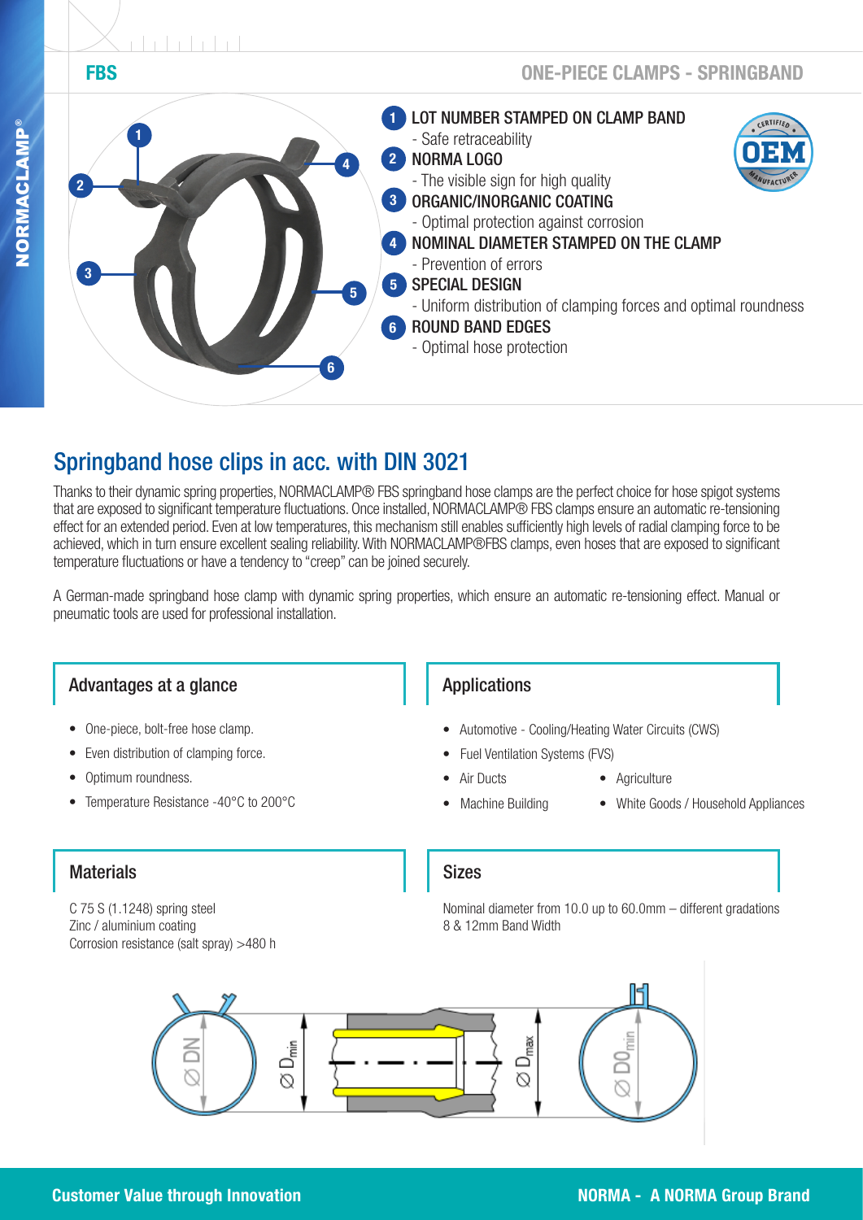FBS

## ONE-PIECE CLAMPS - SPRINGBAND

1. **LOT NUMBER STAMPED ON CLAMP BAND**
   - Safe retraceability
2. **NORMA LOGO**
   - The visible sign for high quality
3. **ORGANIC/INORGANIC COATING**
   - Optimal protection against corrosion
4. **NOMINAL DIAMETER STAMPED ON THE CLAMP**
   - Prevention of errors
5. **SPECIAL DESIGN**
   - Uniform distribution of clamping forces and optimal roundness
6. **ROUND BAND EDGES**
   - Optimal hose protection

# Springband hose clips in acc. with DIN 3021

Thanks to their dynamic spring properties, NORMACLAMP® FBS springband hose clamps are the perfect choice for hose spigot systems that are exposed to significant temperature fluctuations. Once installed, NORMACLAMP® FBS clamps ensure an automatic re-tensioning effect for an extended period. Even at low temperatures, this mechanism still enables sufficiently high levels of radial clamping force to be achieved, which in turn ensure excellent sealing reliability. With NORMACLAMP®FBS clamps, even hoses that are exposed to significant temperature fluctuations or have a tendency to "creep" can be joined securely.

A German-made springband hose clamp with dynamic spring properties, which ensure an automatic re-tensioning effect. Manual or pneumatic tools are used for professional installation.

## Advantages at a glance

- One-piece, bolt-free hose clamp.
- Even distribution of clamping force.
- Optimum roundness.
- Temperature Resistance -40°C to 200°C

## Applications

- Automotive - Cooling/Heating Water Circuits (CWS)
- Fuel Ventilation Systems (FVS)
- Air Ducts
- Machine Building
- Agriculture
- White Goods / Household Appliances

## Materials

C 75 S (1.1248) spring steel
Zinc / aluminium coating
Corrosion resistance (salt spray) >480 h

## Sizes

Nominal diameter from 10.0 up to 60.0mm – different gradations
8 & 12mm Band Width

Ø DN | Ø $D_{min}$ | Ø $D_{max}$ | Ø $D0_{min}$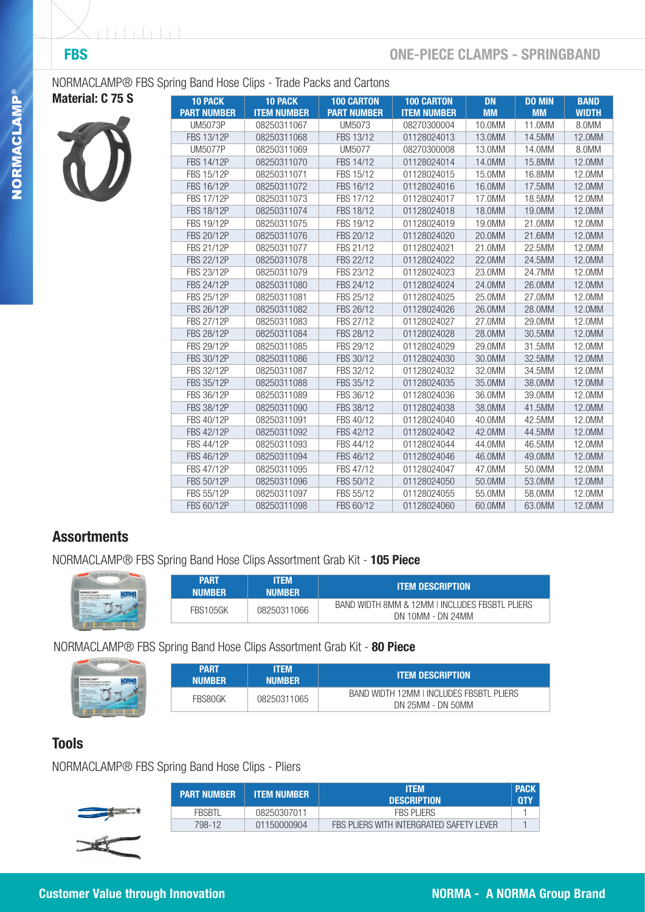## FBS

## ONE-PIECE CLAMPS - SPRINGBAND

NORMACLAMP® FBS Spring Band Hose Clips - Trade Packs and Cartons

**Material: C 75 S**

| 10 PACK PART NUMBER | 10 PACK ITEM NUMBER | 100 CARTON PART NUMBER | 100 CARTON ITEM NUMBER | DN MM | DO MIN MM | BAND WIDTH |
|---|---|---|---|---|---|---|
| UM5073P | 08250311067 | UM5073 | 08270300004 | 10.0MM | 11.0MM | 8.0MM |
| FBS 13/12P | 08250311068 | FBS 13/12 | 01128024013 | 13.0MM | 14.5MM | 12.0MM |
| UM5077P | 08250311069 | UM5077 | 08270300008 | 13.0MM | 14.0MM | 8.0MM |
| FBS 14/12P | 08250311070 | FBS 14/12 | 01128024014 | 14.0MM | 15.8MM | 12.0MM |
| FBS 15/12P | 08250311071 | FBS 15/12 | 01128024015 | 15.0MM | 16.8MM | 12.0MM |
| FBS 16/12P | 08250311072 | FBS 16/12 | 01128024016 | 16.0MM | 17.5MM | 12.0MM |
| FBS 17/12P | 08250311073 | FBS 17/12 | 01128024017 | 17.0MM | 18.5MM | 12.0MM |
| FBS 18/12P | 08250311074 | FBS 18/12 | 01128024018 | 18.0MM | 19.0MM | 12.0MM |
| FBS 19/12P | 08250311075 | FBS 19/12 | 01128024019 | 19.0MM | 21.0MM | 12.0MM |
| FBS 20/12P | 08250311076 | FBS 20/12 | 01128024020 | 20.0MM | 21.6MM | 12.0MM |
| FBS 21/12P | 08250311077 | FBS 21/12 | 01128024021 | 21.0MM | 22.5MM | 12.0MM |
| FBS 22/12P | 08250311078 | FBS 22/12 | 01128024022 | 22.0MM | 24.5MM | 12.0MM |
| FBS 23/12P | 08250311079 | FBS 23/12 | 01128024023 | 23.0MM | 24.7MM | 12.0MM |
| FBS 24/12P | 08250311080 | FBS 24/12 | 01128024024 | 24.0MM | 26.0MM | 12.0MM |
| FBS 25/12P | 08250311081 | FBS 25/12 | 01128024025 | 25.0MM | 27.0MM | 12.0MM |
| FBS 26/12P | 08250311082 | FBS 26/12 | 01128024026 | 26.0MM | 28.0MM | 12.0MM |
| FBS 27/12P | 08250311083 | FBS 27/12 | 01128024027 | 27.0MM | 29.0MM | 12.0MM |
| FBS 28/12P | 08250311084 | FBS 28/12 | 01128024028 | 28.0MM | 30.5MM | 12.0MM |
| FBS 29/12P | 08250311085 | FBS 29/12 | 01128024029 | 29.0MM | 31.5MM | 12.0MM |
| FBS 30/12P | 08250311086 | FBS 30/12 | 01128024030 | 30.0MM | 32.5MM | 12.0MM |
| FBS 32/12P | 08250311087 | FBS 32/12 | 01128024032 | 32.0MM | 34.5MM | 12.0MM |
| FBS 35/12P | 08250311088 | FBS 35/12 | 01128024035 | 35.0MM | 38.0MM | 12.0MM |
| FBS 36/12P | 08250311089 | FBS 36/12 | 01128024036 | 36.0MM | 39.0MM | 12.0MM |
| FBS 38/12P | 08250311090 | FBS 38/12 | 01128024038 | 38.0MM | 41.5MM | 12.0MM |
| FBS 40/12P | 08250311091 | FBS 40/12 | 01128024040 | 40.0MM | 42.5MM | 12.0MM |
| FBS 42/12P | 08250311092 | FBS 42/12 | 01128024042 | 42.0MM | 44.5MM | 12.0MM |
| FBS 44/12P | 08250311093 | FBS 44/12 | 01128024044 | 44.0MM | 46.5MM | 12.0MM |
| FBS 46/12P | 08250311094 | FBS 46/12 | 01128024046 | 46.0MM | 49.0MM | 12.0MM |
| FBS 47/12P | 08250311095 | FBS 47/12 | 01128024047 | 47.0MM | 50.0MM | 12.0MM |
| FBS 50/12P | 08250311096 | FBS 50/12 | 01128024050 | 50.0MM | 53.0MM | 12.0MM |
| FBS 55/12P | 08250311097 | FBS 55/12 | 01128024055 | 55.0MM | 58.0MM | 12.0MM |
| FBS 60/12P | 08250311098 | FBS 60/12 | 01128024060 | 60.0MM | 63.0MM | 12.0MM |

## Assortments

NORMACLAMP® FBS Spring Band Hose Clips Assortment Grab Kit - **105 Piece**

| PART NUMBER | ITEM NUMBER | ITEM DESCRIPTION |
|---|---|---|
| FBS105GK | 08250311066 | BAND WIDTH 8MM & 12MM I INCLUDES FBSBTL PLIERS DN 10MM - DN 24MM |

NORMACLAMP® FBS Spring Band Hose Clips Assortment Grab Kit - **80 Piece**

| PART NUMBER | ITEM NUMBER | ITEM DESCRIPTION |
|---|---|---|
| FBS80GK | 08250311065 | BAND WIDTH 12MM I INCLUDES FBSBTL PLIERS DN 25MM - DN 50MM |

## Tools

NORMACLAMP® FBS Spring Band Hose Clips - Pliers

| PART NUMBER | ITEM NUMBER | ITEM DESCRIPTION | PACK QTY |
|---|---|---|---|
| FBSBTL | 08250307011 | FBS PLIERS | 1 |
| 798-12 | 01150000904 | FBS PLIERS WITH INTERGRATED SAFETY LEVER | 1 |